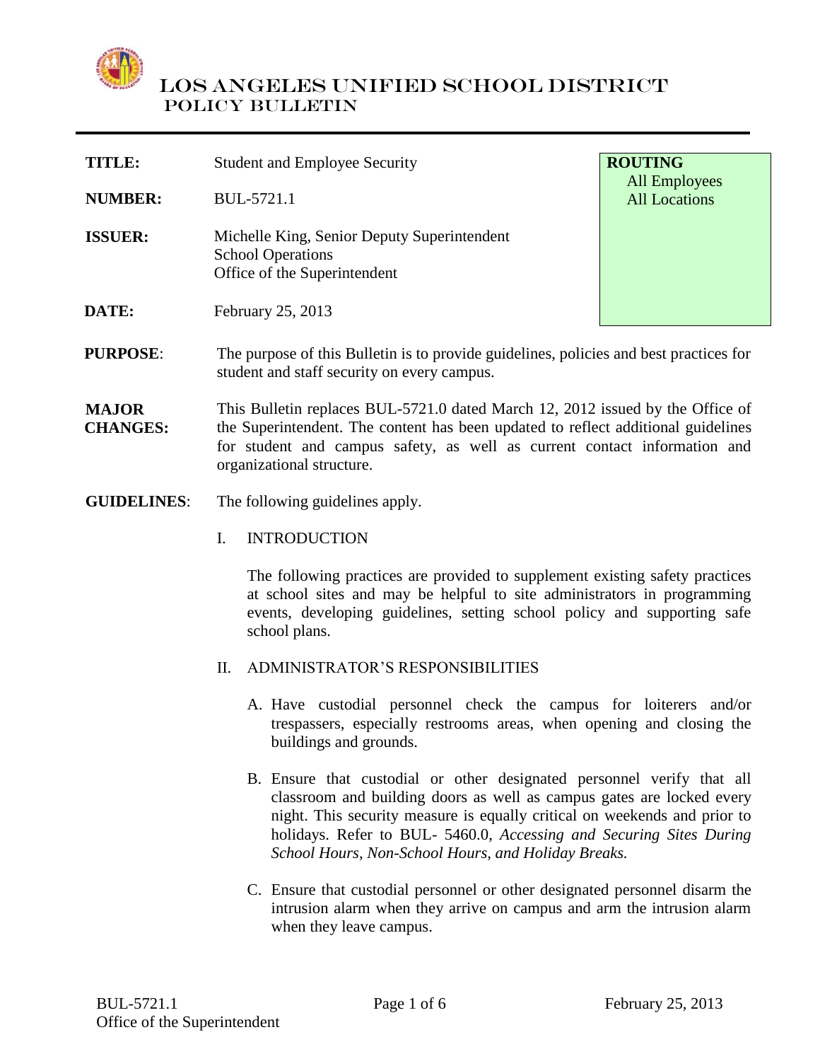# LOS ANGELES UNIFIED SCHOOL DISTRICT
## POLICY BULLETIN

**TITLE:** Student and Employee Security

**NUMBER:** BUL-5721.1

**ISSUER:** Michelle King, Senior Deputy Superintendent
School Operations
Office of the Superintendent

**DATE:** February 25, 2013

**ROUTING**
All Employees
All Locations

**PURPOSE:** The purpose of this Bulletin is to provide guidelines, policies and best practices for student and staff security on every campus.

**MAJOR CHANGES:** This Bulletin replaces BUL-5721.0 dated March 12, 2012 issued by the Office of the Superintendent. The content has been updated to reflect additional guidelines for student and campus safety, as well as current contact information and organizational structure.

**GUIDELINES:** The following guidelines apply.

I. INTRODUCTION

The following practices are provided to supplement existing safety practices at school sites and may be helpful to site administrators in programming events, developing guidelines, setting school policy and supporting safe school plans.

II. ADMINISTRATOR'S RESPONSIBILITIES

A. Have custodial personnel check the campus for loiterers and/or trespassers, especially restrooms areas, when opening and closing the buildings and grounds.

B. Ensure that custodial or other designated personnel verify that all classroom and building doors as well as campus gates are locked every night. This security measure is equally critical on weekends and prior to holidays. Refer to BUL- 5460.0, *Accessing and Securing Sites During School Hours, Non-School Hours, and Holiday Breaks.*

C. Ensure that custodial personnel or other designated personnel disarm the intrusion alarm when they arrive on campus and arm the intrusion alarm when they leave campus.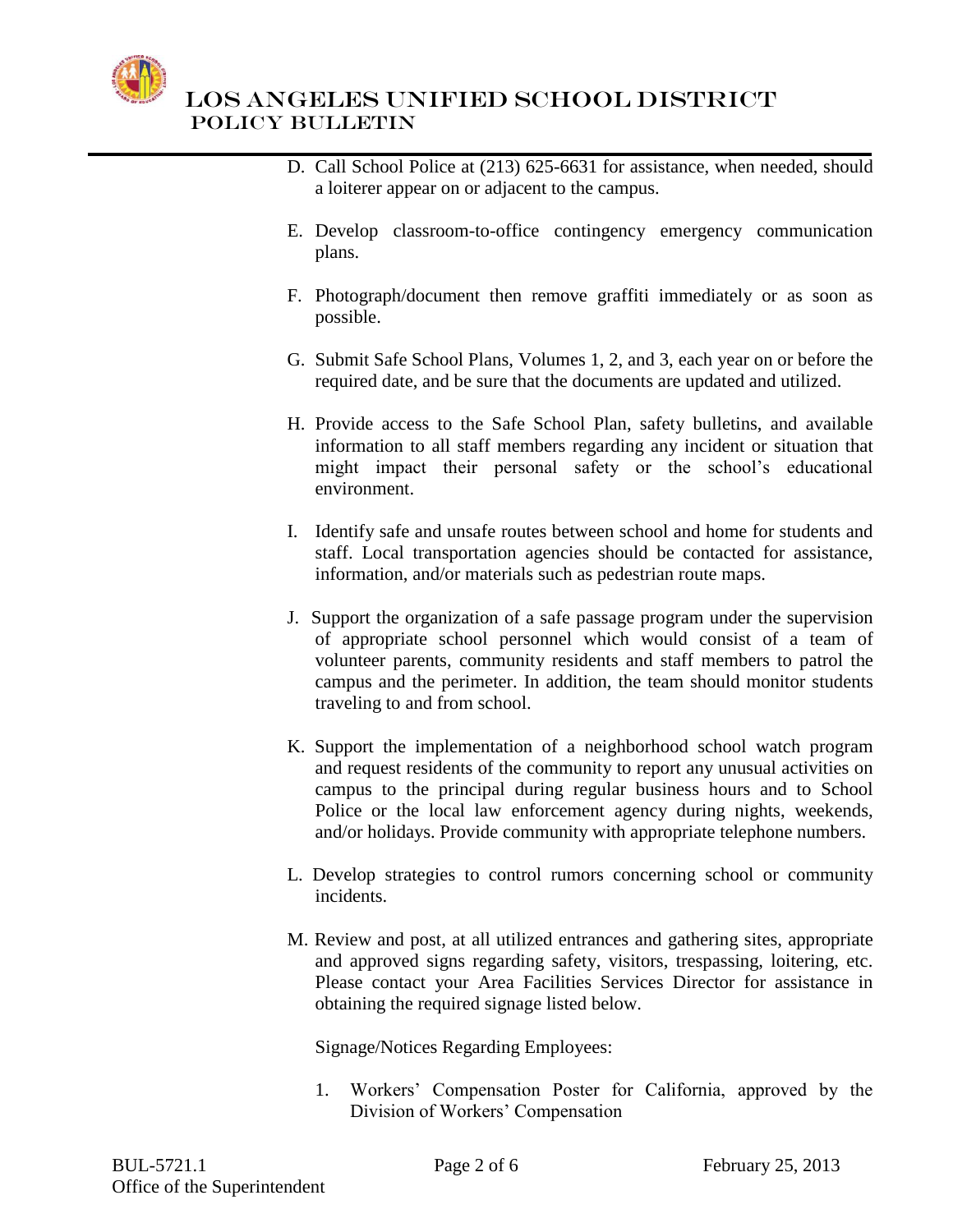D. Call School Police at (213) 625-6631 for assistance, when needed, should a loiterer appear on or adjacent to the campus.

E. Develop classroom-to-office contingency emergency communication plans.

F. Photograph/document then remove graffiti immediately or as soon as possible.

G. Submit Safe School Plans, Volumes 1, 2, and 3, each year on or before the required date, and be sure that the documents are updated and utilized.

H. Provide access to the Safe School Plan, safety bulletins, and available information to all staff members regarding any incident or situation that might impact their personal safety or the school's educational environment.

I. Identify safe and unsafe routes between school and home for students and staff. Local transportation agencies should be contacted for assistance, information, and/or materials such as pedestrian route maps.

J. Support the organization of a safe passage program under the supervision of appropriate school personnel which would consist of a team of volunteer parents, community residents and staff members to patrol the campus and the perimeter. In addition, the team should monitor students traveling to and from school.

K. Support the implementation of a neighborhood school watch program and request residents of the community to report any unusual activities on campus to the principal during regular business hours and to School Police or the local law enforcement agency during nights, weekends, and/or holidays. Provide community with appropriate telephone numbers.

L. Develop strategies to control rumors concerning school or community incidents.

M. Review and post, at all utilized entrances and gathering sites, appropriate and approved signs regarding safety, visitors, trespassing, loitering, etc. Please contact your Area Facilities Services Director for assistance in obtaining the required signage listed below.

   Signage/Notices Regarding Employees:

   1. Workers' Compensation Poster for California, approved by the Division of Workers' Compensation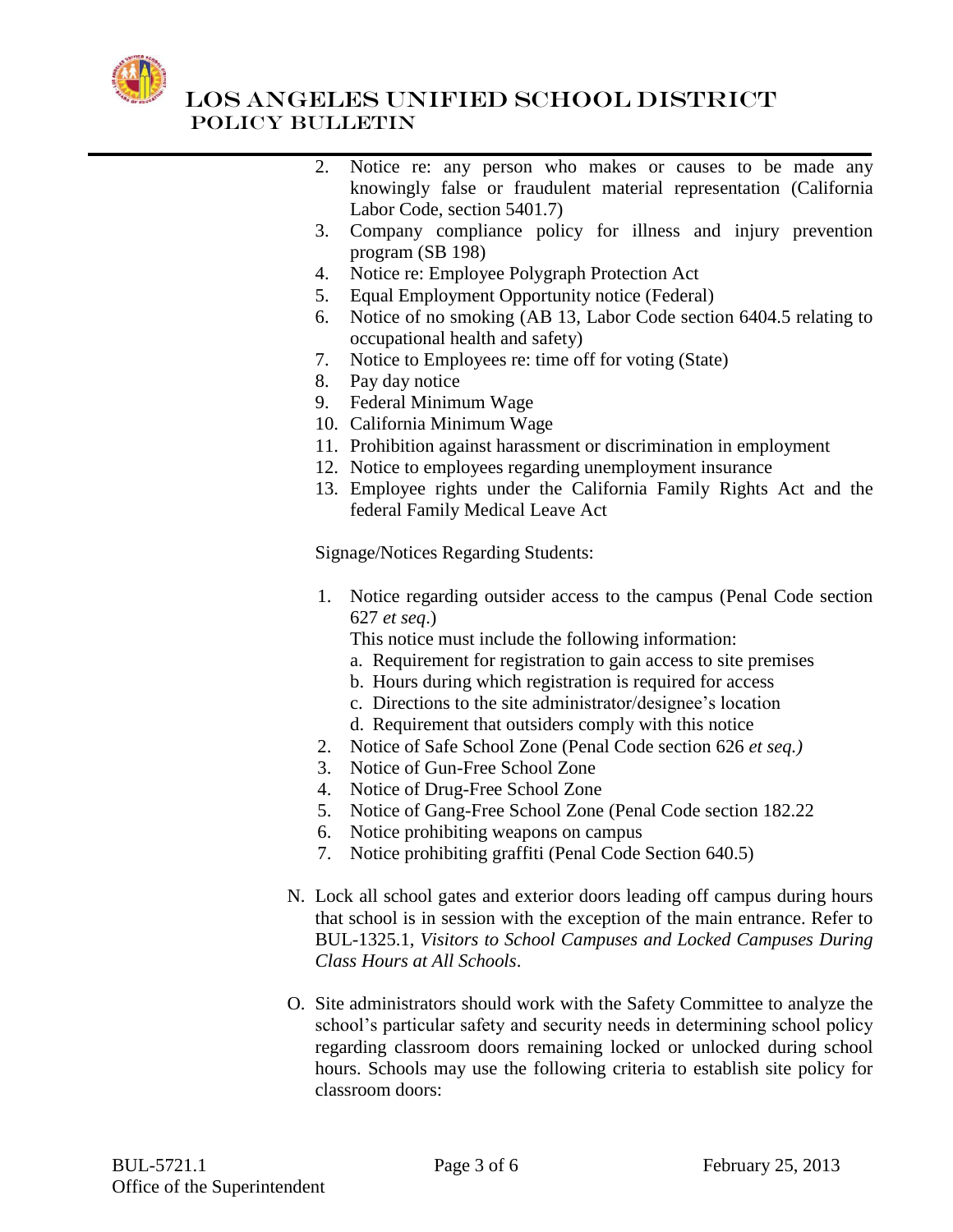2. Notice re: any person who makes or causes to be made any knowingly false or fraudulent material representation (California Labor Code, section 5401.7)
3. Company compliance policy for illness and injury prevention program (SB 198)
4. Notice re: Employee Polygraph Protection Act
5. Equal Employment Opportunity notice (Federal)
6. Notice of no smoking (AB 13, Labor Code section 6404.5 relating to occupational health and safety)
7. Notice to Employees re: time off for voting (State)
8. Pay day notice
9. Federal Minimum Wage
10. California Minimum Wage
11. Prohibition against harassment or discrimination in employment
12. Notice to employees regarding unemployment insurance
13. Employee rights under the California Family Rights Act and the federal Family Medical Leave Act

Signage/Notices Regarding Students:

1. Notice regarding outsider access to the campus (Penal Code section 627 *et seq*.)
   This notice must include the following information:
   a. Requirement for registration to gain access to site premises
   b. Hours during which registration is required for access
   c. Directions to the site administrator/designee's location
   d. Requirement that outsiders comply with this notice
2. Notice of Safe School Zone (Penal Code section 626 *et seq.)*
3. Notice of Gun-Free School Zone
4. Notice of Drug-Free School Zone
5. Notice of Gang-Free School Zone (Penal Code section 182.22
6. Notice prohibiting weapons on campus
7. Notice prohibiting graffiti (Penal Code Section 640.5)

N. Lock all school gates and exterior doors leading off campus during hours that school is in session with the exception of the main entrance. Refer to BUL-1325.1, *Visitors to School Campuses and Locked Campuses During Class Hours at All Schools*.

O. Site administrators should work with the Safety Committee to analyze the school's particular safety and security needs in determining school policy regarding classroom doors remaining locked or unlocked during school hours. Schools may use the following criteria to establish site policy for classroom doors: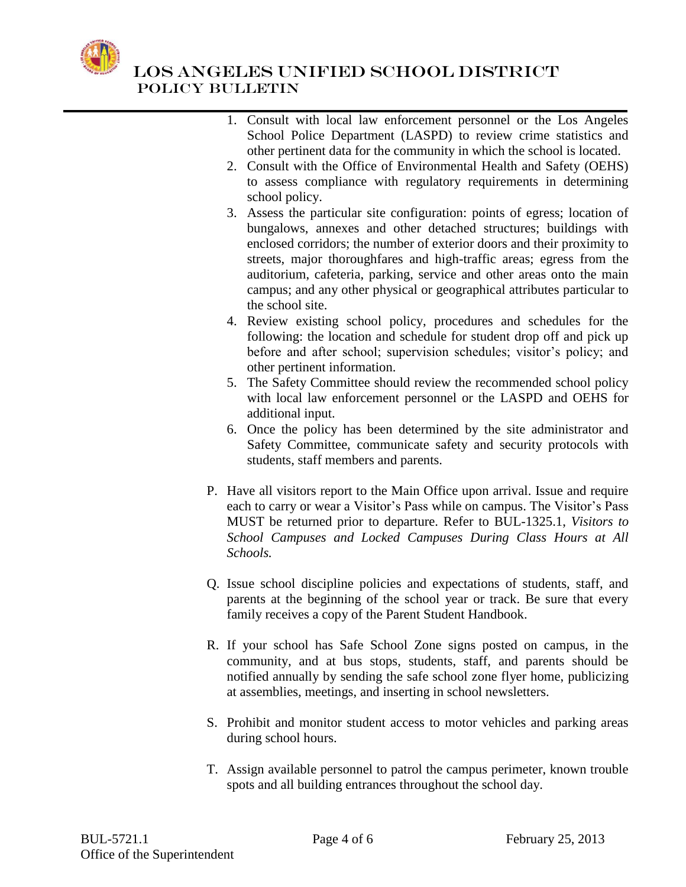1. Consult with local law enforcement personnel or the Los Angeles School Police Department (LASPD) to review crime statistics and other pertinent data for the community in which the school is located.
2. Consult with the Office of Environmental Health and Safety (OEHS) to assess compliance with regulatory requirements in determining school policy.
3. Assess the particular site configuration: points of egress; location of bungalows, annexes and other detached structures; buildings with enclosed corridors; the number of exterior doors and their proximity to streets, major thoroughfares and high-traffic areas; egress from the auditorium, cafeteria, parking, service and other areas onto the main campus; and any other physical or geographical attributes particular to the school site.
4. Review existing school policy, procedures and schedules for the following: the location and schedule for student drop off and pick up before and after school; supervision schedules; visitor's policy; and other pertinent information.
5. The Safety Committee should review the recommended school policy with local law enforcement personnel or the LASPD and OEHS for additional input.
6. Once the policy has been determined by the site administrator and Safety Committee, communicate safety and security protocols with students, staff members and parents.

P. Have all visitors report to the Main Office upon arrival. Issue and require each to carry or wear a Visitor's Pass while on campus. The Visitor's Pass MUST be returned prior to departure. Refer to BUL-1325.1, *Visitors to School Campuses and Locked Campuses During Class Hours at All Schools.*

Q. Issue school discipline policies and expectations of students, staff, and parents at the beginning of the school year or track. Be sure that every family receives a copy of the Parent Student Handbook.

R. If your school has Safe School Zone signs posted on campus, in the community, and at bus stops, students, staff, and parents should be notified annually by sending the safe school zone flyer home, publicizing at assemblies, meetings, and inserting in school newsletters.

S. Prohibit and monitor student access to motor vehicles and parking areas during school hours.

T. Assign available personnel to patrol the campus perimeter, known trouble spots and all building entrances throughout the school day.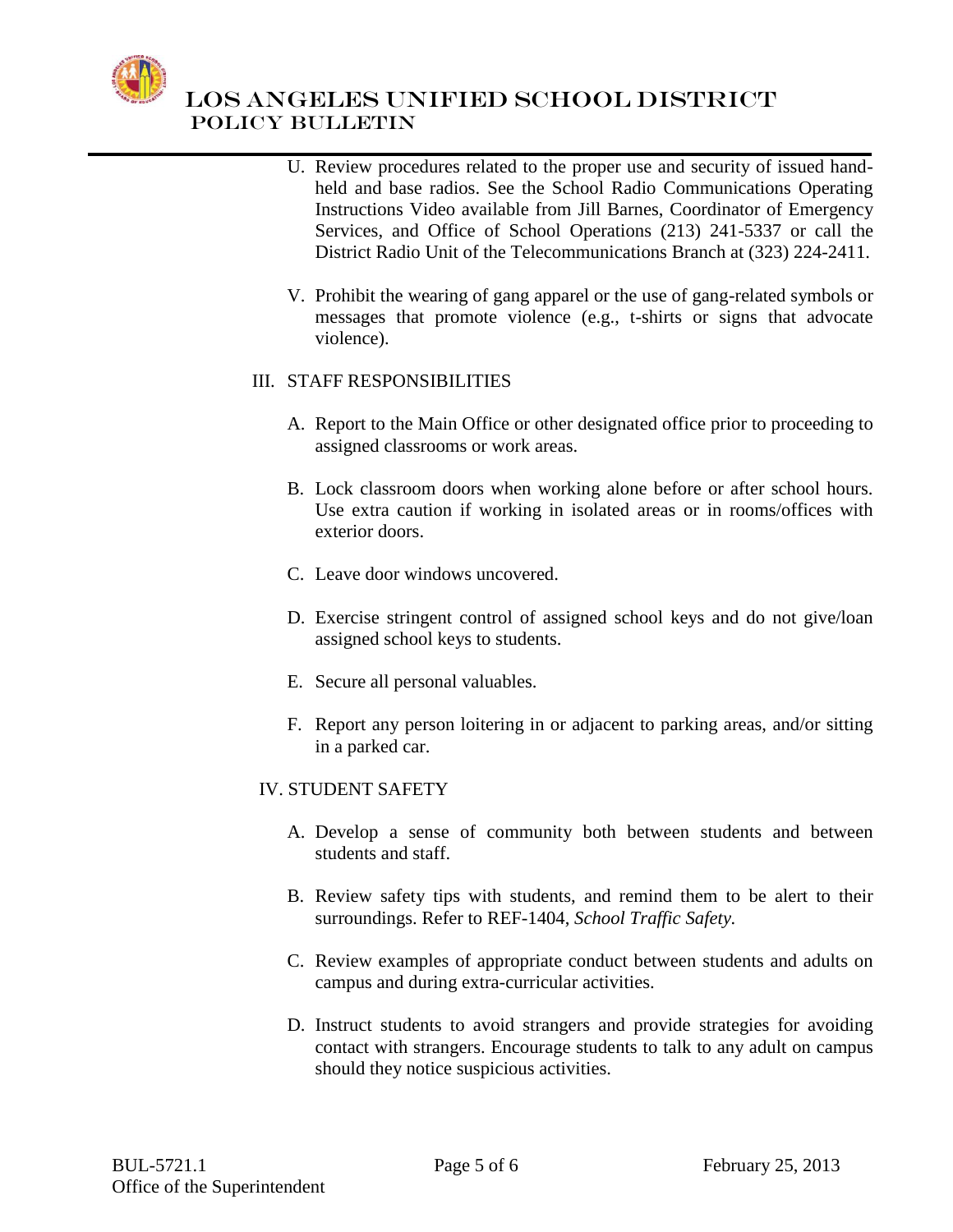U. Review procedures related to the proper use and security of issued hand-held and base radios. See the School Radio Communications Operating Instructions Video available from Jill Barnes, Coordinator of Emergency Services, and Office of School Operations (213) 241-5337 or call the District Radio Unit of the Telecommunications Branch at (323) 224-2411.

V. Prohibit the wearing of gang apparel or the use of gang-related symbols or messages that promote violence (e.g., t-shirts or signs that advocate violence).

III. STAFF RESPONSIBILITIES

A. Report to the Main Office or other designated office prior to proceeding to assigned classrooms or work areas.

B. Lock classroom doors when working alone before or after school hours. Use extra caution if working in isolated areas or in rooms/offices with exterior doors.

C. Leave door windows uncovered.

D. Exercise stringent control of assigned school keys and do not give/loan assigned school keys to students.

E. Secure all personal valuables.

F. Report any person loitering in or adjacent to parking areas, and/or sitting in a parked car.

IV. STUDENT SAFETY

A. Develop a sense of community both between students and between students and staff.

B. Review safety tips with students, and remind them to be alert to their surroundings. Refer to REF-1404, *School Traffic Safety.*

C. Review examples of appropriate conduct between students and adults on campus and during extra-curricular activities.

D. Instruct students to avoid strangers and provide strategies for avoiding contact with strangers. Encourage students to talk to any adult on campus should they notice suspicious activities.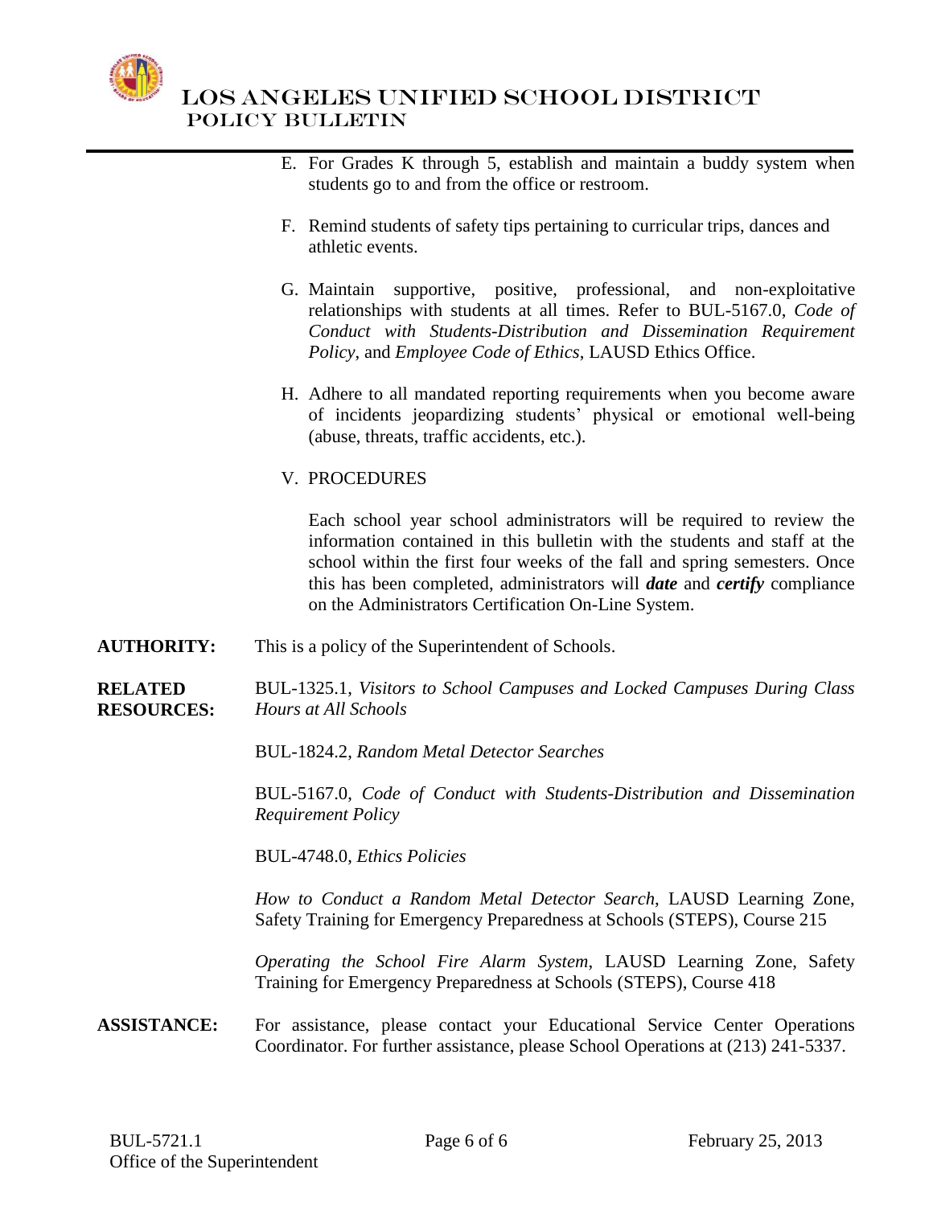E. For Grades K through 5, establish and maintain a buddy system when students go to and from the office or restroom.

F. Remind students of safety tips pertaining to curricular trips, dances and athletic events.

G. Maintain supportive, positive, professional, and non-exploitative relationships with students at all times. Refer to BUL-5167.0, *Code of Conduct with Students-Distribution and Dissemination Requirement Policy*, and *Employee Code of Ethics*, LAUSD Ethics Office.

H. Adhere to all mandated reporting requirements when you become aware of incidents jeopardizing students' physical or emotional well-being (abuse, threats, traffic accidents, etc.).

V. PROCEDURES

Each school year school administrators will be required to review the information contained in this bulletin with the students and staff at the school within the first four weeks of the fall and spring semesters. Once this has been completed, administrators will ***date*** and ***certify*** compliance on the Administrators Certification On-Line System.

**AUTHORITY:** This is a policy of the Superintendent of Schools.

**RELATED RESOURCES:** BUL-1325.1, *Visitors to School Campuses and Locked Campuses During Class Hours at All Schools*

BUL-1824.2, *Random Metal Detector Searches*

BUL-5167.0, *Code of Conduct with Students-Distribution and Dissemination Requirement Policy*

BUL-4748.0, *Ethics Policies*

*How to Conduct a Random Metal Detector Search*, LAUSD Learning Zone, Safety Training for Emergency Preparedness at Schools (STEPS), Course 215

*Operating the School Fire Alarm System*, LAUSD Learning Zone, Safety Training for Emergency Preparedness at Schools (STEPS), Course 418

**ASSISTANCE:** For assistance, please contact your Educational Service Center Operations Coordinator. For further assistance, please School Operations at (213) 241-5337.